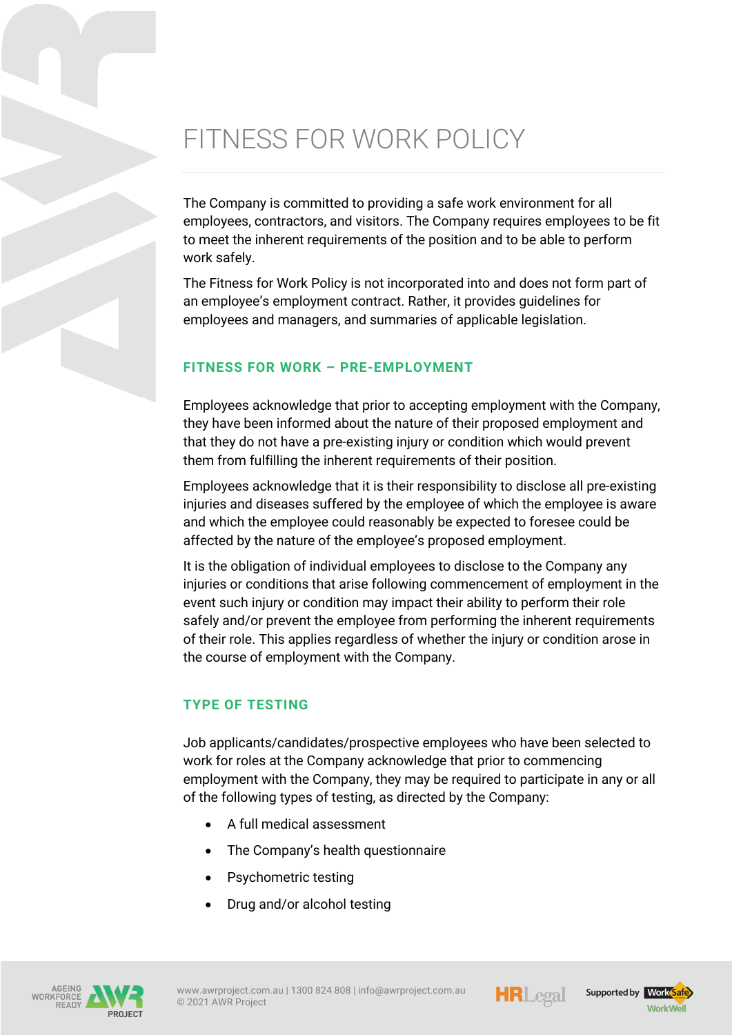# FITNESS FOR WORK POLICY

The Company is committed to providing a safe work environment for all employees, contractors, and visitors. The Company requires employees to be fit to meet the inherent requirements of the position and to be able to perform work safely.

The Fitness for Work Policy is not incorporated into and does not form part of an employee's employment contract. Rather, it provides guidelines for employees and managers, and summaries of applicable legislation.

## FITNESS FOR WORK – PRE-EMPLOYMENT

Employees acknowledge that prior to accepting employment with the Company, they have been informed about the nature of their proposed employment and that they do not have a pre-existing injury or condition which would prevent them from fulfilling the inherent requirements of their position.

Employees acknowledge that it is their responsibility to disclose all pre-existing injuries and diseases suffered by the employee of which the employee is aware and which the employee could reasonably be expected to foresee could be affected by the nature of the employee's proposed employment.

It is the obligation of individual employees to disclose to the Company any injuries or conditions that arise following commencement of employment in the event such injury or condition may impact their ability to perform their role safely and/or prevent the employee from performing the inherent requirements of their role. This applies regardless of whether the injury or condition arose in the course of employment with the Company.

## TYPE OF TESTING

Job applicants/candidates/prospective employees who have been selected to work for roles at the Company acknowledge that prior to commencing employment with the Company, they may be required to participate in any or all of the following types of testing, as directed by the Company:

- A full medical assessment
- The Company's health questionnaire
- Psychometric testing
- Drug and/or alcohol testing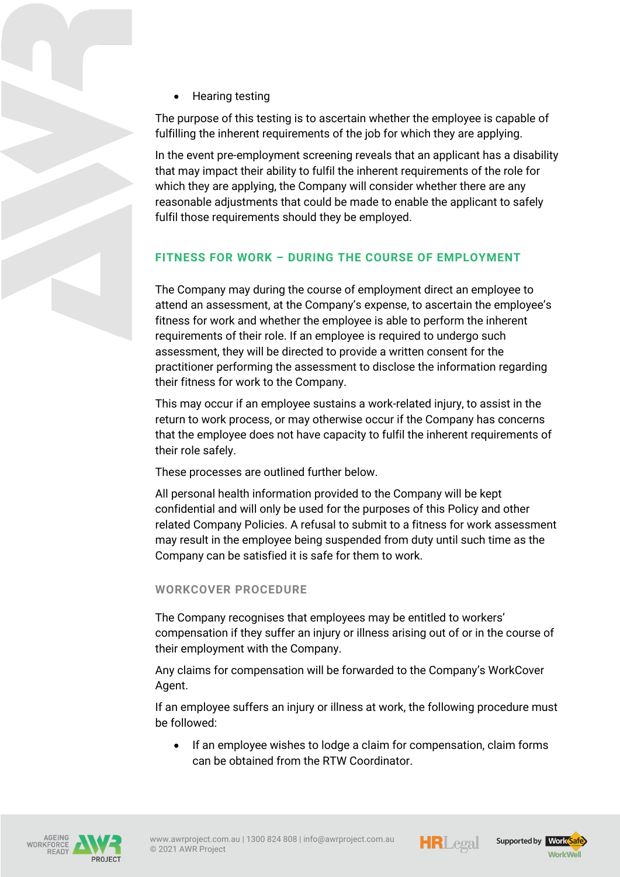- Hearing testing

The purpose of this testing is to ascertain whether the employee is capable of fulfilling the inherent requirements of the job for which they are applying.

In the event pre-employment screening reveals that an applicant has a disability that may impact their ability to fulfil the inherent requirements of the role for which they are applying, the Company will consider whether there are any reasonable adjustments that could be made to enable the applicant to safely fulfil those requirements should they be employed.

## FITNESS FOR WORK – DURING THE COURSE OF EMPLOYMENT

The Company may during the course of employment direct an employee to attend an assessment, at the Company's expense, to ascertain the employee's fitness for work and whether the employee is able to perform the inherent requirements of their role. If an employee is required to undergo such assessment, they will be directed to provide a written consent for the practitioner performing the assessment to disclose the information regarding their fitness for work to the Company.

This may occur if an employee sustains a work-related injury, to assist in the return to work process, or may otherwise occur if the Company has concerns that the employee does not have capacity to fulfil the inherent requirements of their role safely.

These processes are outlined further below.

All personal health information provided to the Company will be kept confidential and will only be used for the purposes of this Policy and other related Company Policies. A refusal to submit to a fitness for work assessment may result in the employee being suspended from duty until such time as the Company can be satisfied it is safe for them to work.

### WORKCOVER PROCEDURE

The Company recognises that employees may be entitled to workers' compensation if they suffer an injury or illness arising out of or in the course of their employment with the Company.

Any claims for compensation will be forwarded to the Company's WorkCover Agent.

If an employee suffers an injury or illness at work, the following procedure must be followed:

- If an employee wishes to lodge a claim for compensation, claim forms can be obtained from the RTW Coordinator.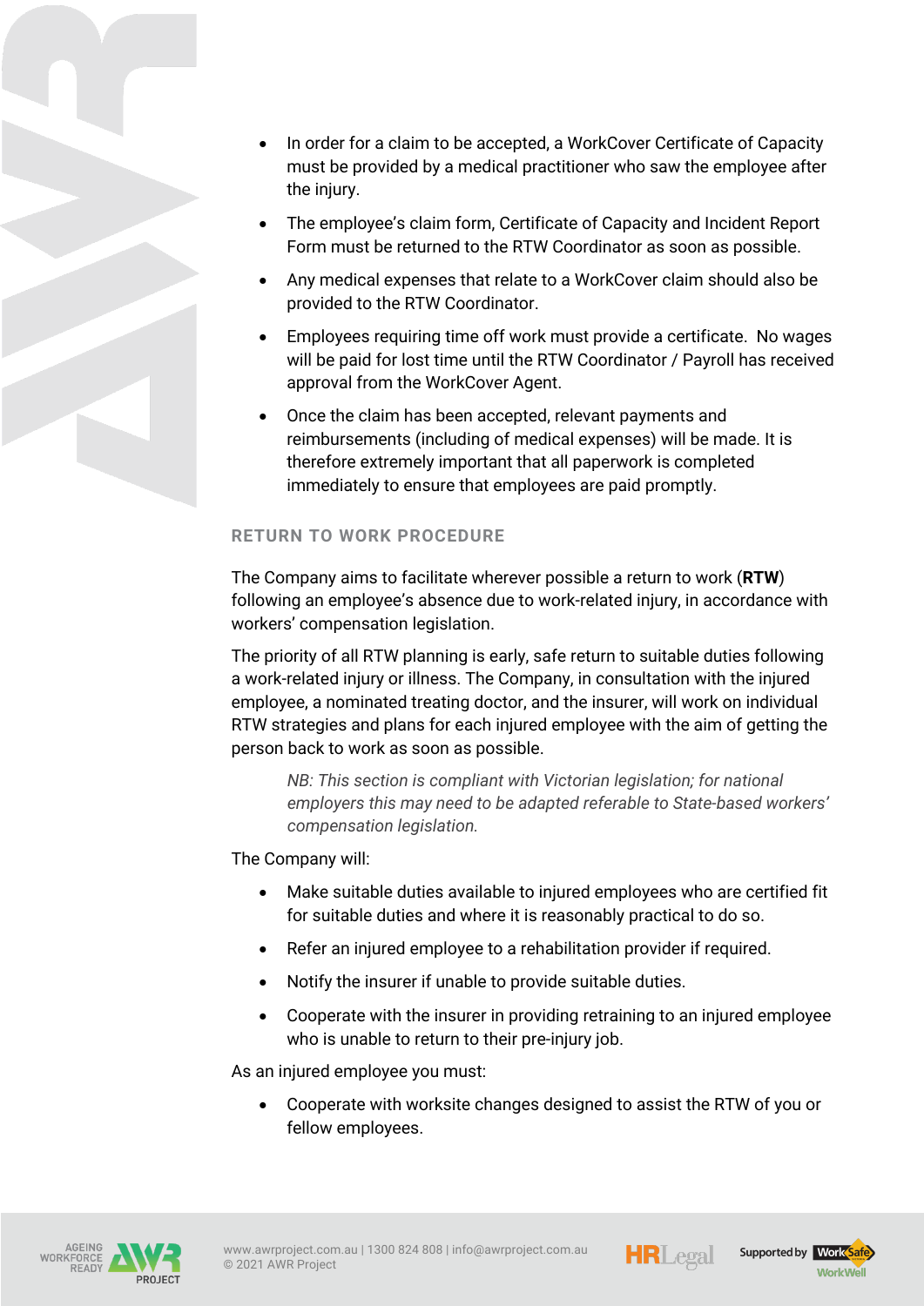- In order for a claim to be accepted, a WorkCover Certificate of Capacity must be provided by a medical practitioner who saw the employee after the injury.
- The employee's claim form, Certificate of Capacity and Incident Report Form must be returned to the RTW Coordinator as soon as possible.
- Any medical expenses that relate to a WorkCover claim should also be provided to the RTW Coordinator.
- Employees requiring time off work must provide a certificate. No wages will be paid for lost time until the RTW Coordinator / Payroll has received approval from the WorkCover Agent.
- Once the claim has been accepted, relevant payments and reimbursements (including of medical expenses) will be made. It is therefore extremely important that all paperwork is completed immediately to ensure that employees are paid promptly.

## RETURN TO WORK PROCEDURE

The Company aims to facilitate wherever possible a return to work (**RTW**) following an employee's absence due to work-related injury, in accordance with workers' compensation legislation.

The priority of all RTW planning is early, safe return to suitable duties following a work-related injury or illness. The Company, in consultation with the injured employee, a nominated treating doctor, and the insurer, will work on individual RTW strategies and plans for each injured employee with the aim of getting the person back to work as soon as possible.

> *NB: This section is compliant with Victorian legislation; for national employers this may need to be adapted referable to State-based workers' compensation legislation.*

The Company will:

- Make suitable duties available to injured employees who are certified fit for suitable duties and where it is reasonably practical to do so.
- Refer an injured employee to a rehabilitation provider if required.
- Notify the insurer if unable to provide suitable duties.
- Cooperate with the insurer in providing retraining to an injured employee who is unable to return to their pre-injury job.

As an injured employee you must:

- Cooperate with worksite changes designed to assist the RTW of you or fellow employees.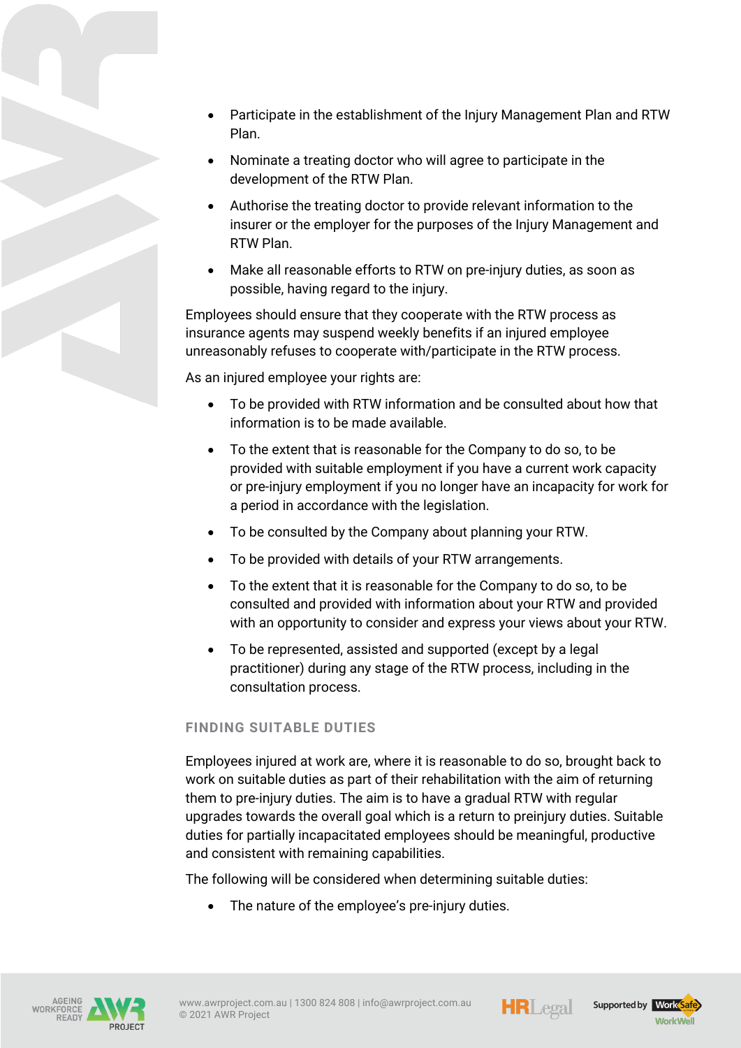- Participate in the establishment of the Injury Management Plan and RTW Plan.
- Nominate a treating doctor who will agree to participate in the development of the RTW Plan.
- Authorise the treating doctor to provide relevant information to the insurer or the employer for the purposes of the Injury Management and RTW Plan.
- Make all reasonable efforts to RTW on pre-injury duties, as soon as possible, having regard to the injury.

Employees should ensure that they cooperate with the RTW process as insurance agents may suspend weekly benefits if an injured employee unreasonably refuses to cooperate with/participate in the RTW process.

As an injured employee your rights are:

- To be provided with RTW information and be consulted about how that information is to be made available.
- To the extent that is reasonable for the Company to do so, to be provided with suitable employment if you have a current work capacity or pre-injury employment if you no longer have an incapacity for work for a period in accordance with the legislation.
- To be consulted by the Company about planning your RTW.
- To be provided with details of your RTW arrangements.
- To the extent that it is reasonable for the Company to do so, to be consulted and provided with information about your RTW and provided with an opportunity to consider and express your views about your RTW.
- To be represented, assisted and supported (except by a legal practitioner) during any stage of the RTW process, including in the consultation process.

## FINDING SUITABLE DUTIES

Employees injured at work are, where it is reasonable to do so, brought back to work on suitable duties as part of their rehabilitation with the aim of returning them to pre-injury duties. The aim is to have a gradual RTW with regular upgrades towards the overall goal which is a return to preinjury duties. Suitable duties for partially incapacitated employees should be meaningful, productive and consistent with remaining capabilities.

The following will be considered when determining suitable duties:

- The nature of the employee's pre-injury duties.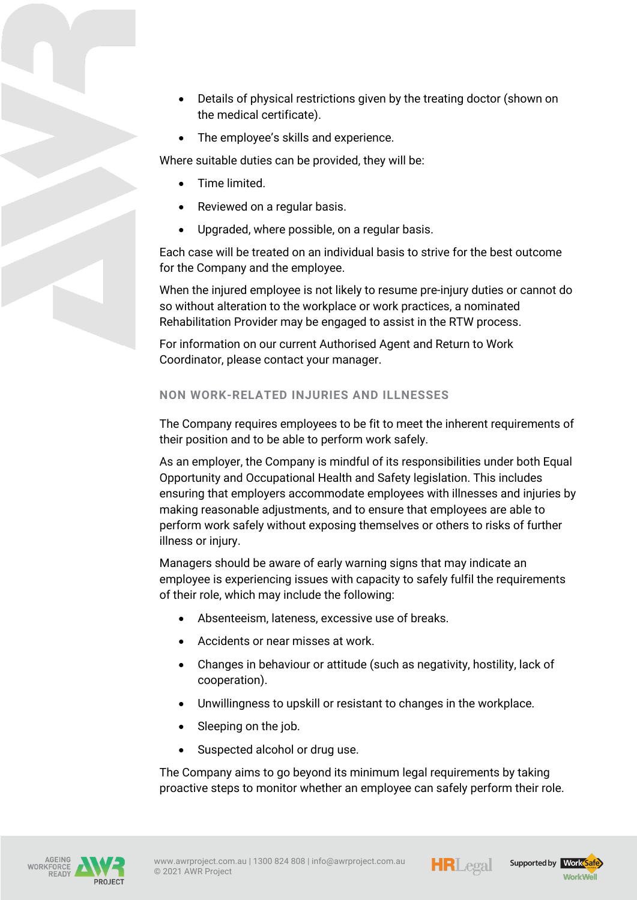- Details of physical restrictions given by the treating doctor (shown on the medical certificate).
- The employee's skills and experience.

Where suitable duties can be provided, they will be:

- Time limited.
- Reviewed on a regular basis.
- Upgraded, where possible, on a regular basis.

Each case will be treated on an individual basis to strive for the best outcome for the Company and the employee.

When the injured employee is not likely to resume pre-injury duties or cannot do so without alteration to the workplace or work practices, a nominated Rehabilitation Provider may be engaged to assist in the RTW process.

For information on our current Authorised Agent and Return to Work Coordinator, please contact your manager.

### NON WORK-RELATED INJURIES AND ILLNESSES

The Company requires employees to be fit to meet the inherent requirements of their position and to be able to perform work safely.

As an employer, the Company is mindful of its responsibilities under both Equal Opportunity and Occupational Health and Safety legislation. This includes ensuring that employers accommodate employees with illnesses and injuries by making reasonable adjustments, and to ensure that employees are able to perform work safely without exposing themselves or others to risks of further illness or injury.

Managers should be aware of early warning signs that may indicate an employee is experiencing issues with capacity to safely fulfil the requirements of their role, which may include the following:

- Absenteeism, lateness, excessive use of breaks.
- Accidents or near misses at work.
- Changes in behaviour or attitude (such as negativity, hostility, lack of cooperation).
- Unwillingness to upskill or resistant to changes in the workplace.
- Sleeping on the job.
- Suspected alcohol or drug use.

The Company aims to go beyond its minimum legal requirements by taking proactive steps to monitor whether an employee can safely perform their role.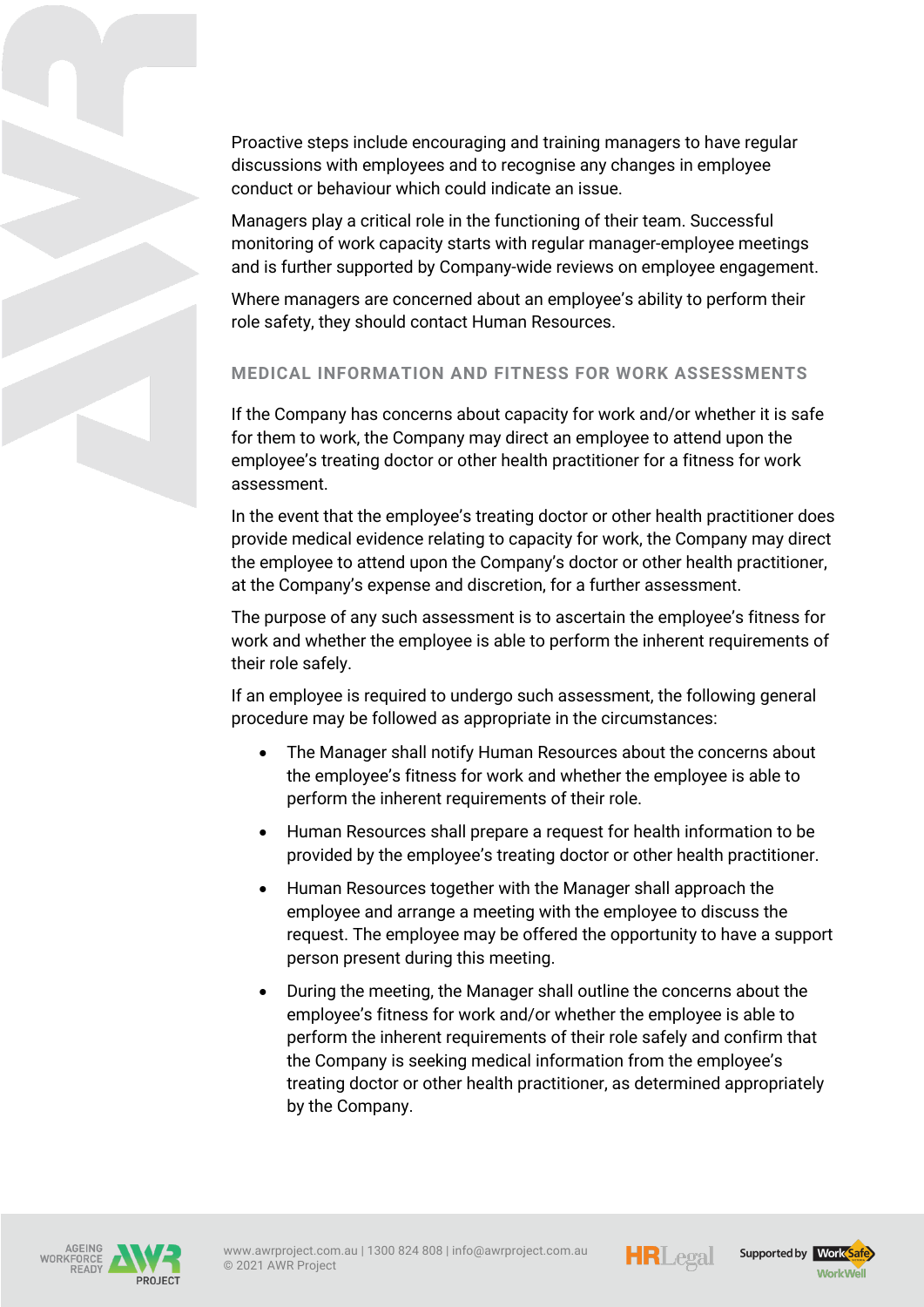Proactive steps include encouraging and training managers to have regular discussions with employees and to recognise any changes in employee conduct or behaviour which could indicate an issue.

Managers play a critical role in the functioning of their team. Successful monitoring of work capacity starts with regular manager-employee meetings and is further supported by Company-wide reviews on employee engagement.

Where managers are concerned about an employee's ability to perform their role safety, they should contact Human Resources.

## MEDICAL INFORMATION AND FITNESS FOR WORK ASSESSMENTS

If the Company has concerns about capacity for work and/or whether it is safe for them to work, the Company may direct an employee to attend upon the employee's treating doctor or other health practitioner for a fitness for work assessment.

In the event that the employee's treating doctor or other health practitioner does provide medical evidence relating to capacity for work, the Company may direct the employee to attend upon the Company's doctor or other health practitioner, at the Company's expense and discretion, for a further assessment.

The purpose of any such assessment is to ascertain the employee's fitness for work and whether the employee is able to perform the inherent requirements of their role safely.

If an employee is required to undergo such assessment, the following general procedure may be followed as appropriate in the circumstances:

- The Manager shall notify Human Resources about the concerns about the employee's fitness for work and whether the employee is able to perform the inherent requirements of their role.
- Human Resources shall prepare a request for health information to be provided by the employee's treating doctor or other health practitioner.
- Human Resources together with the Manager shall approach the employee and arrange a meeting with the employee to discuss the request. The employee may be offered the opportunity to have a support person present during this meeting.
- During the meeting, the Manager shall outline the concerns about the employee's fitness for work and/or whether the employee is able to perform the inherent requirements of their role safely and confirm that the Company is seeking medical information from the employee's treating doctor or other health practitioner, as determined appropriately by the Company.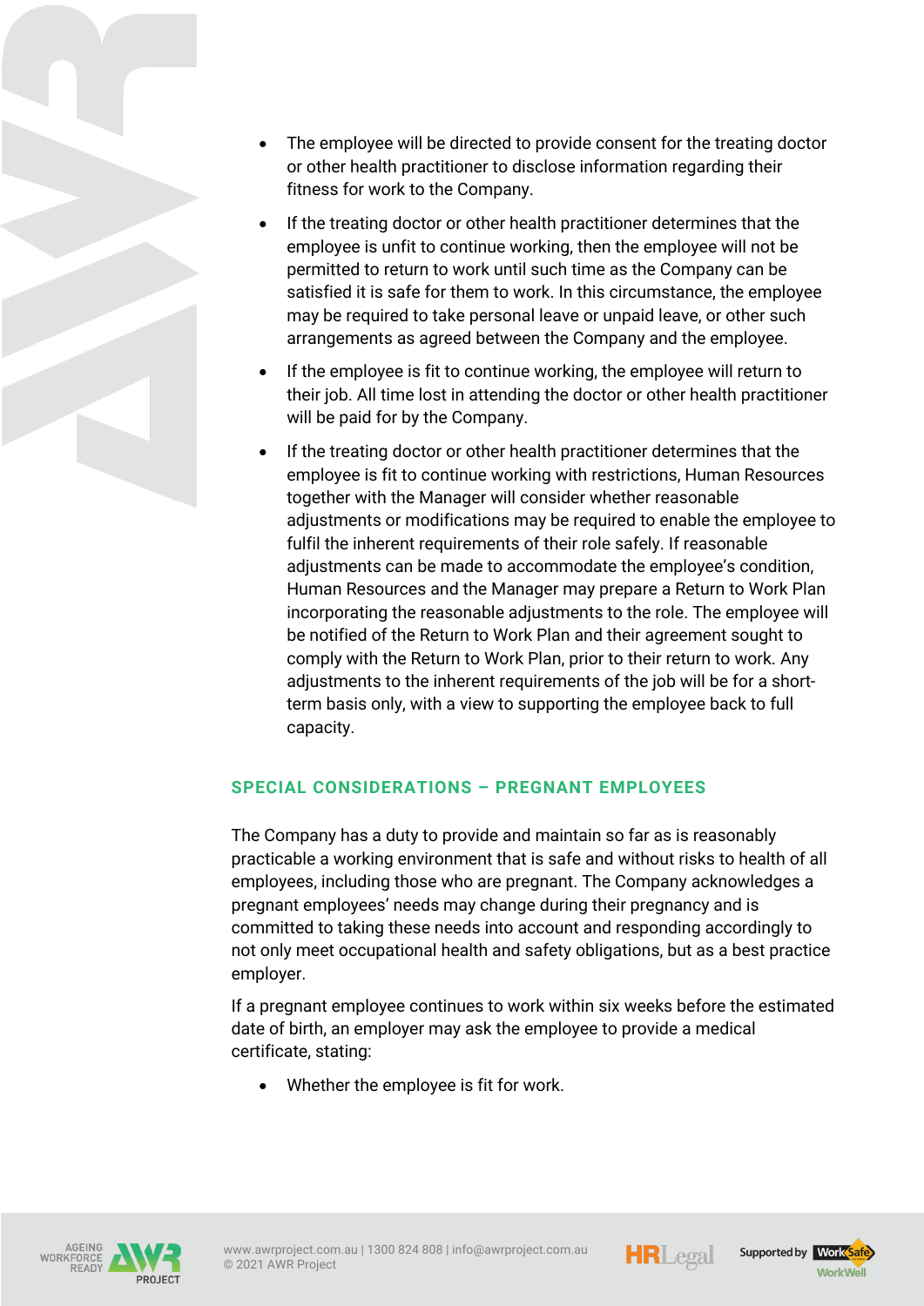- The employee will be directed to provide consent for the treating doctor or other health practitioner to disclose information regarding their fitness for work to the Company.
- If the treating doctor or other health practitioner determines that the employee is unfit to continue working, then the employee will not be permitted to return to work until such time as the Company can be satisfied it is safe for them to work. In this circumstance, the employee may be required to take personal leave or unpaid leave, or other such arrangements as agreed between the Company and the employee.
- If the employee is fit to continue working, the employee will return to their job. All time lost in attending the doctor or other health practitioner will be paid for by the Company.
- If the treating doctor or other health practitioner determines that the employee is fit to continue working with restrictions, Human Resources together with the Manager will consider whether reasonable adjustments or modifications may be required to enable the employee to fulfil the inherent requirements of their role safely. If reasonable adjustments can be made to accommodate the employee's condition, Human Resources and the Manager may prepare a Return to Work Plan incorporating the reasonable adjustments to the role. The employee will be notified of the Return to Work Plan and their agreement sought to comply with the Return to Work Plan, prior to their return to work. Any adjustments to the inherent requirements of the job will be for a short-term basis only, with a view to supporting the employee back to full capacity.

## SPECIAL CONSIDERATIONS – PREGNANT EMPLOYEES

The Company has a duty to provide and maintain so far as is reasonably practicable a working environment that is safe and without risks to health of all employees, including those who are pregnant. The Company acknowledges a pregnant employees' needs may change during their pregnancy and is committed to taking these needs into account and responding accordingly to not only meet occupational health and safety obligations, but as a best practice employer.

If a pregnant employee continues to work within six weeks before the estimated date of birth, an employer may ask the employee to provide a medical certificate, stating:

- Whether the employee is fit for work.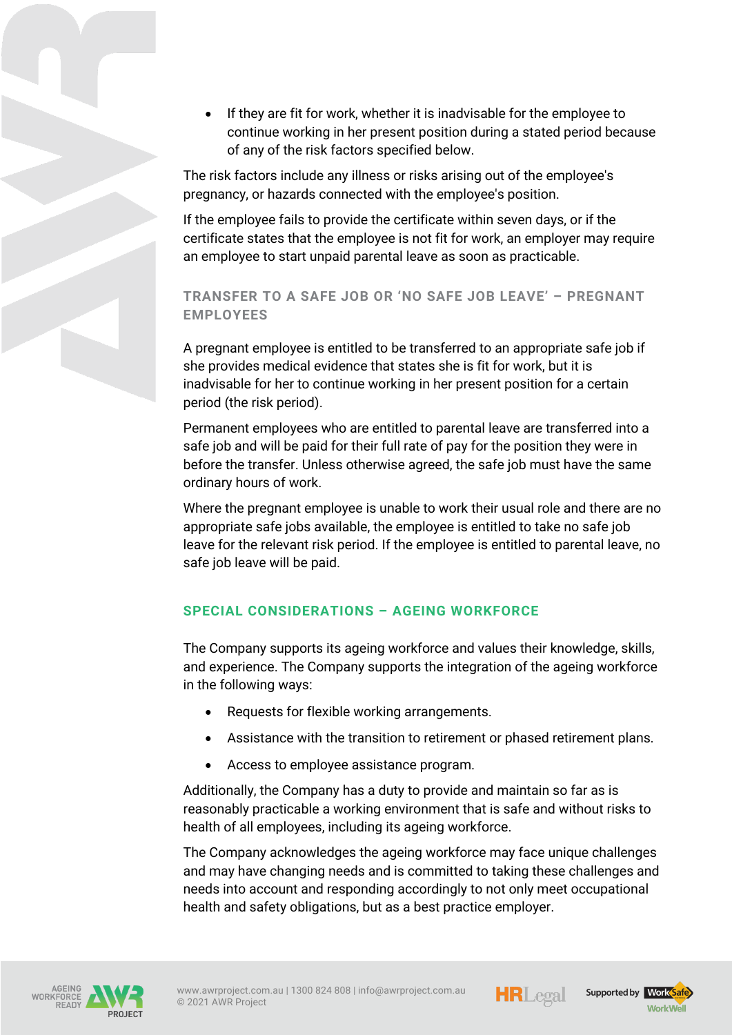- If they are fit for work, whether it is inadvisable for the employee to continue working in her present position during a stated period because of any of the risk factors specified below.

The risk factors include any illness or risks arising out of the employee's pregnancy, or hazards connected with the employee's position.

If the employee fails to provide the certificate within seven days, or if the certificate states that the employee is not fit for work, an employer may require an employee to start unpaid parental leave as soon as practicable.

### TRANSFER TO A SAFE JOB OR 'NO SAFE JOB LEAVE' – PREGNANT EMPLOYEES

A pregnant employee is entitled to be transferred to an appropriate safe job if she provides medical evidence that states she is fit for work, but it is inadvisable for her to continue working in her present position for a certain period (the risk period).

Permanent employees who are entitled to parental leave are transferred into a safe job and will be paid for their full rate of pay for the position they were in before the transfer. Unless otherwise agreed, the safe job must have the same ordinary hours of work.

Where the pregnant employee is unable to work their usual role and there are no appropriate safe jobs available, the employee is entitled to take no safe job leave for the relevant risk period. If the employee is entitled to parental leave, no safe job leave will be paid.

## SPECIAL CONSIDERATIONS – AGEING WORKFORCE

The Company supports its ageing workforce and values their knowledge, skills, and experience. The Company supports the integration of the ageing workforce in the following ways:

- Requests for flexible working arrangements.
- Assistance with the transition to retirement or phased retirement plans.
- Access to employee assistance program.

Additionally, the Company has a duty to provide and maintain so far as is reasonably practicable a working environment that is safe and without risks to health of all employees, including its ageing workforce.

The Company acknowledges the ageing workforce may face unique challenges and may have changing needs and is committed to taking these challenges and needs into account and responding accordingly to not only meet occupational health and safety obligations, but as a best practice employer.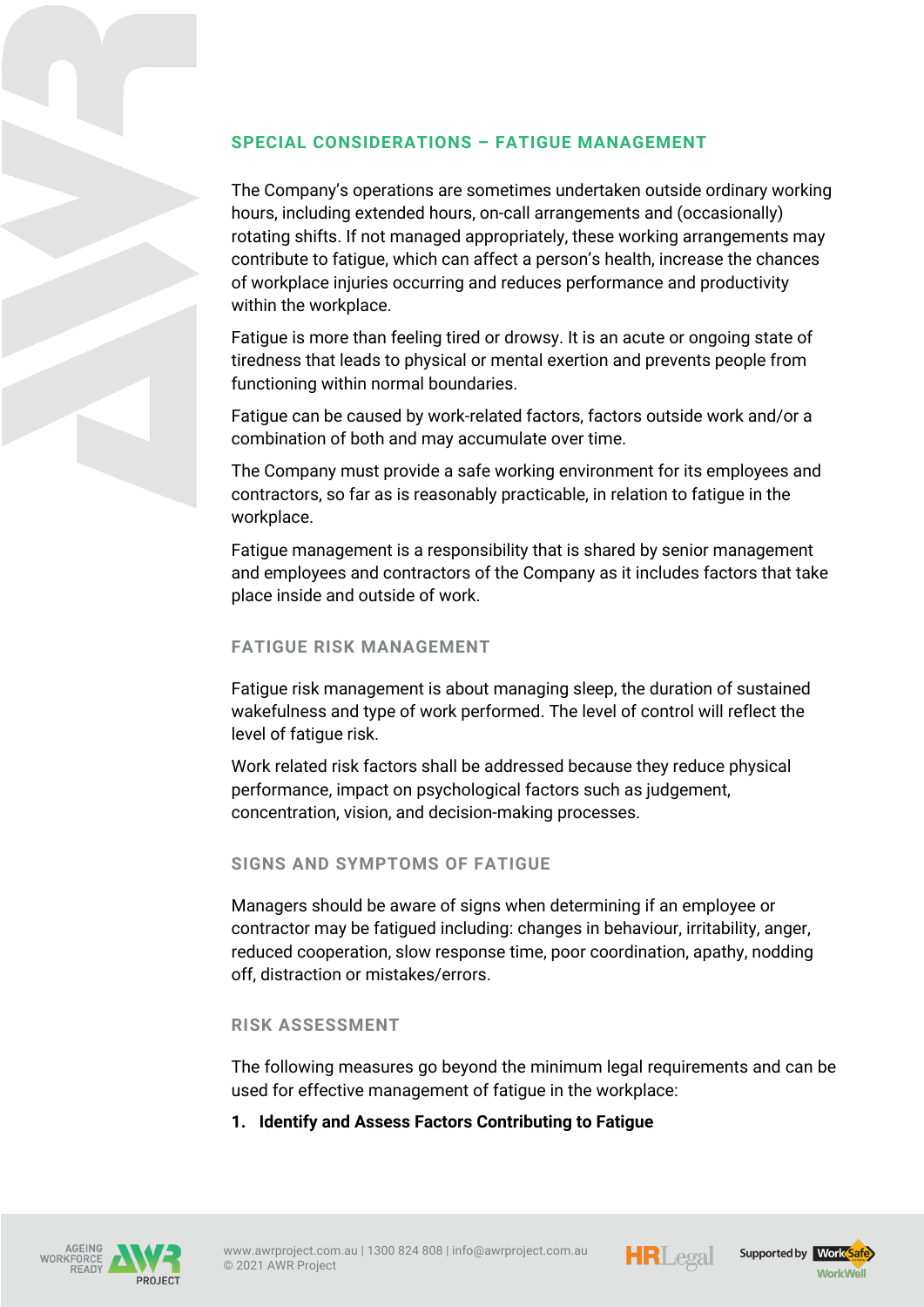## SPECIAL CONSIDERATIONS – FATIGUE MANAGEMENT

The Company's operations are sometimes undertaken outside ordinary working hours, including extended hours, on-call arrangements and (occasionally) rotating shifts. If not managed appropriately, these working arrangements may contribute to fatigue, which can affect a person's health, increase the chances of workplace injuries occurring and reduces performance and productivity within the workplace.

Fatigue is more than feeling tired or drowsy. It is an acute or ongoing state of tiredness that leads to physical or mental exertion and prevents people from functioning within normal boundaries.

Fatigue can be caused by work-related factors, factors outside work and/or a combination of both and may accumulate over time.

The Company must provide a safe working environment for its employees and contractors, so far as is reasonably practicable, in relation to fatigue in the workplace.

Fatigue management is a responsibility that is shared by senior management and employees and contractors of the Company as it includes factors that take place inside and outside of work.

### FATIGUE RISK MANAGEMENT

Fatigue risk management is about managing sleep, the duration of sustained wakefulness and type of work performed. The level of control will reflect the level of fatigue risk.

Work related risk factors shall be addressed because they reduce physical performance, impact on psychological factors such as judgement, concentration, vision, and decision-making processes.

### SIGNS AND SYMPTOMS OF FATIGUE

Managers should be aware of signs when determining if an employee or contractor may be fatigued including: changes in behaviour, irritability, anger, reduced cooperation, slow response time, poor coordination, apathy, nodding off, distraction or mistakes/errors.

### RISK ASSESSMENT

The following measures go beyond the minimum legal requirements and can be used for effective management of fatigue in the workplace:

1. **Identify and Assess Factors Contributing to Fatigue**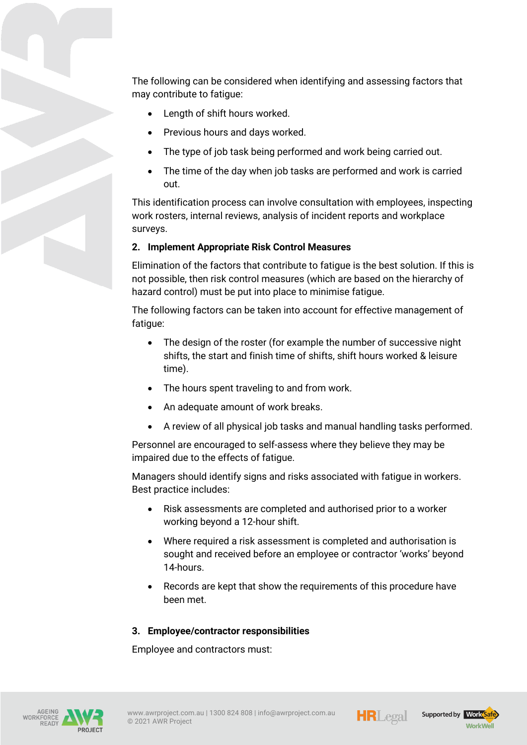The following can be considered when identifying and assessing factors that may contribute to fatigue:

- Length of shift hours worked.
- Previous hours and days worked.
- The type of job task being performed and work being carried out.
- The time of the day when job tasks are performed and work is carried out.

This identification process can involve consultation with employees, inspecting work rosters, internal reviews, analysis of incident reports and workplace surveys.

### 2. Implement Appropriate Risk Control Measures

Elimination of the factors that contribute to fatigue is the best solution. If this is not possible, then risk control measures (which are based on the hierarchy of hazard control) must be put into place to minimise fatigue.

The following factors can be taken into account for effective management of fatigue:

- The design of the roster (for example the number of successive night shifts, the start and finish time of shifts, shift hours worked & leisure time).
- The hours spent traveling to and from work.
- An adequate amount of work breaks.
- A review of all physical job tasks and manual handling tasks performed.

Personnel are encouraged to self-assess where they believe they may be impaired due to the effects of fatigue.

Managers should identify signs and risks associated with fatigue in workers. Best practice includes:

- Risk assessments are completed and authorised prior to a worker working beyond a 12-hour shift.
- Where required a risk assessment is completed and authorisation is sought and received before an employee or contractor 'works' beyond 14-hours.
- Records are kept that show the requirements of this procedure have been met.

### 3. Employee/contractor responsibilities

Employee and contractors must: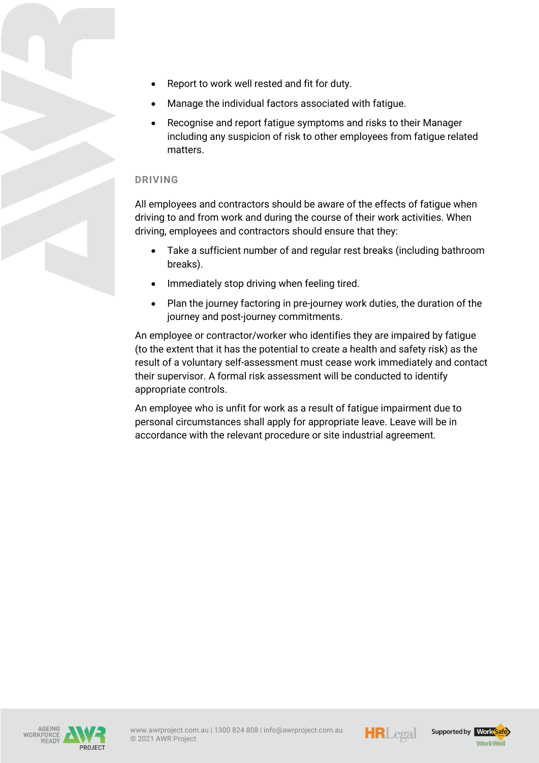- Report to work well rested and fit for duty.
- Manage the individual factors associated with fatigue.
- Recognise and report fatigue symptoms and risks to their Manager including any suspicion of risk to other employees from fatigue related matters.

### DRIVING

All employees and contractors should be aware of the effects of fatigue when driving to and from work and during the course of their work activities. When driving, employees and contractors should ensure that they:

- Take a sufficient number of and regular rest breaks (including bathroom breaks).
- Immediately stop driving when feeling tired.
- Plan the journey factoring in pre-journey work duties, the duration of the journey and post-journey commitments.

An employee or contractor/worker who identifies they are impaired by fatigue (to the extent that it has the potential to create a health and safety risk) as the result of a voluntary self-assessment must cease work immediately and contact their supervisor. A formal risk assessment will be conducted to identify appropriate controls.

An employee who is unfit for work as a result of fatigue impairment due to personal circumstances shall apply for appropriate leave. Leave will be in accordance with the relevant procedure or site industrial agreement.